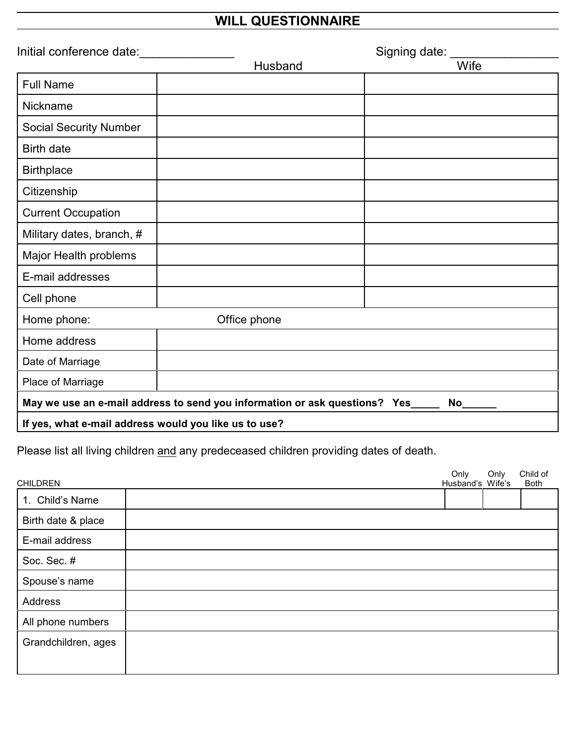# WILL QUESTIONNAIRE

Initial conference date:______________ Signing date: ________________

| | Husband | Wife |
|---|---|---|
| Full Name | | |
| Nickname | | |
| Social Security Number | | |
| Birth date | | |
| Birthplace | | |
| Citizenship | | |
| Current Occupation | | |
| Military dates, branch, # | | |
| Major Health problems | | |
| E-mail addresses | | |
| Cell phone | | |
| Home phone: | Office phone | |
| Home address | | |
| Date of Marriage | | |
| Place of Marriage | | |
| **May we use an e-mail address to send you information or ask questions? Yes_____ No______** | | |
| **If yes, what e-mail address would you like us to use?** | | |

Please list all living children and any predeceased children providing dates of death.

| CHILDREN | | Only Husband's | Only Wife's | Child of Both |
|---|---|---|---|---|
| 1. Child's Name | | | | |
| Birth date & place | | | | |
| E-mail address | | | | |
| Soc. Sec. # | | | | |
| Spouse's name | | | | |
| Address | | | | |
| All phone numbers | | | | |
| Grandchildren, ages | | | | |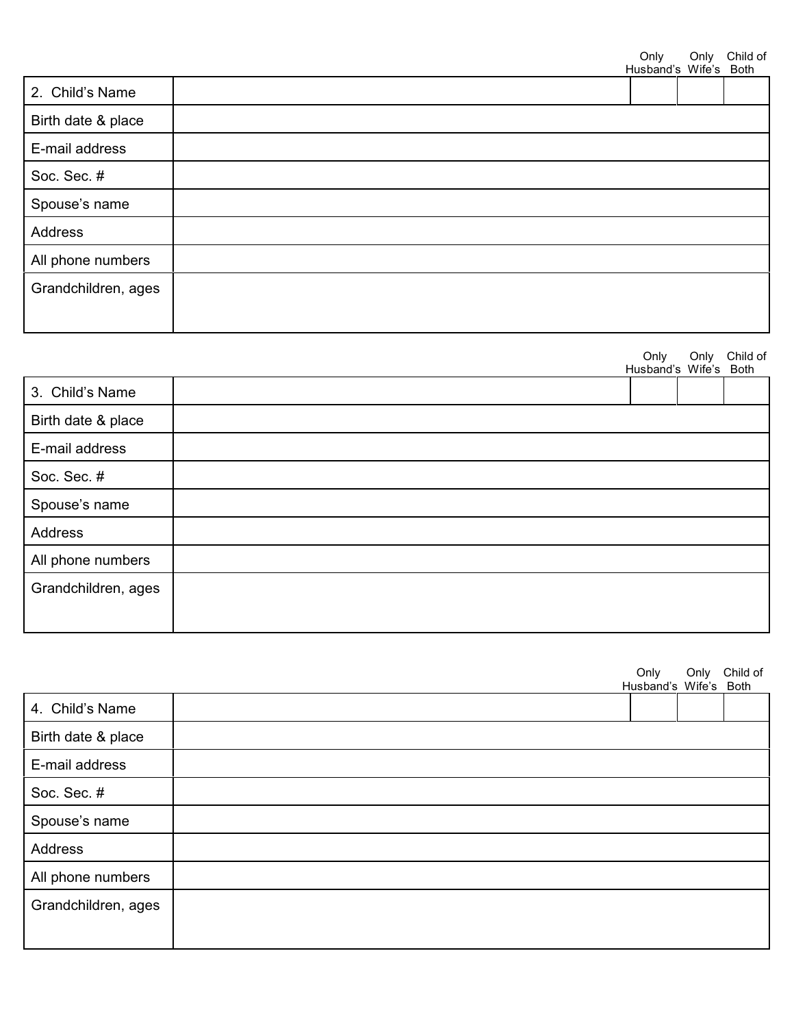| | | Only Husband's | Only Wife's | Child of Both |
|---|---|---|---|---|
| 2. Child's Name | | | | |
| Birth date & place | | | | |
| E-mail address | | | | |
| Soc. Sec. # | | | | |
| Spouse's name | | | | |
| Address | | | | |
| All phone numbers | | | | |
| Grandchildren, ages | | | | |

| | | Only Husband's | Only Wife's | Child of Both |
|---|---|---|---|---|
| 3. Child's Name | | | | |
| Birth date & place | | | | |
| E-mail address | | | | |
| Soc. Sec. # | | | | |
| Spouse's name | | | | |
| Address | | | | |
| All phone numbers | | | | |
| Grandchildren, ages | | | | |

| | | Only Husband's | Only Wife's | Child of Both |
|---|---|---|---|---|
| 4. Child's Name | | | | |
| Birth date & place | | | | |
| E-mail address | | | | |
| Soc. Sec. # | | | | |
| Spouse's name | | | | |
| Address | | | | |
| All phone numbers | | | | |
| Grandchildren, ages | | | | |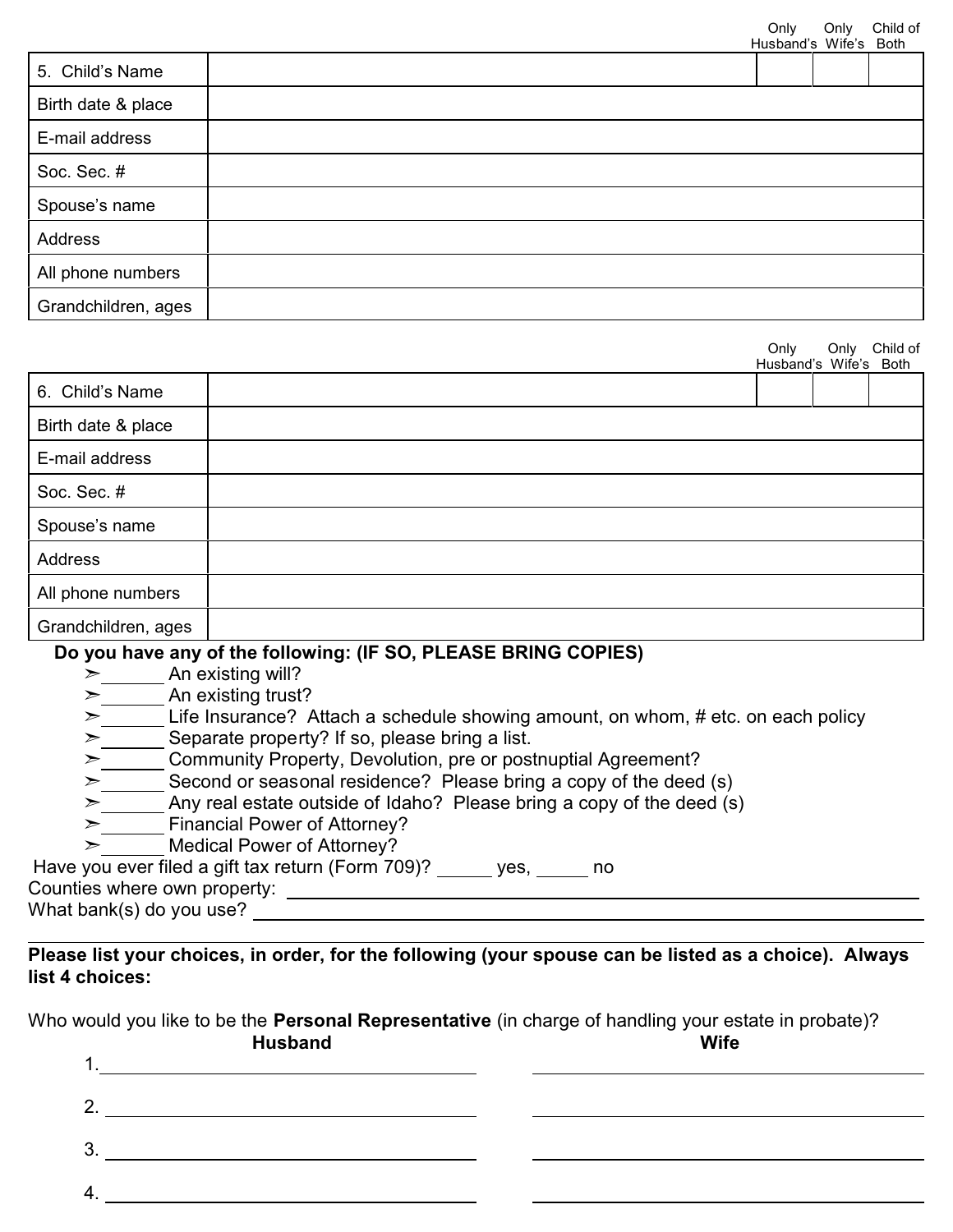| 5. Child's Name | | Only Husband's | Only Wife's | Child of Both |
|---|---|---|---|---|
| Birth date & place | | | | |
| E-mail address | | | | |
| Soc. Sec. # | | | | |
| Spouse's name | | | | |
| Address | | | | |
| All phone numbers | | | | |
| Grandchildren, ages | | | | |

| 6. Child's Name | | Only Husband's | Only Wife's | Child of Both |
|---|---|---|---|---|
| Birth date & place | | | | |
| E-mail address | | | | |
| Soc. Sec. # | | | | |
| Spouse's name | | | | |
| Address | | | | |
| All phone numbers | | | | |
| Grandchildren, ages | | | | |

**Do you have any of the following: (IF SO, PLEASE BRING COPIES)**

- ______ An existing will?
- ______ An existing trust?
- ______ Life Insurance? Attach a schedule showing amount, on whom, # etc. on each policy
- ______ Separate property? If so, please bring a list.
- ______ Community Property, Devolution, pre or postnuptial Agreement?
- ______ Second or seasonal residence? Please bring a copy of the deed (s)
- ______ Any real estate outside of Idaho? Please bring a copy of the deed (s)
- ______ Financial Power of Attorney?
- ______ Medical Power of Attorney?

Have you ever filed a gift tax return (Form 709)? _____ yes, _____ no

Counties where own property: ______________________________

What bank(s) do you use? ______________________________

---

**Please list your choices, in order, for the following (your spouse can be listed as a choice). Always list 4 choices:**

Who would you like to be the **Personal Representative** (in charge of handling your estate in probate)?

| | **Husband** | **Wife** |
|---|---|---|
| 1. | | |
| 2. | | |
| 3. | | |
| 4. | | |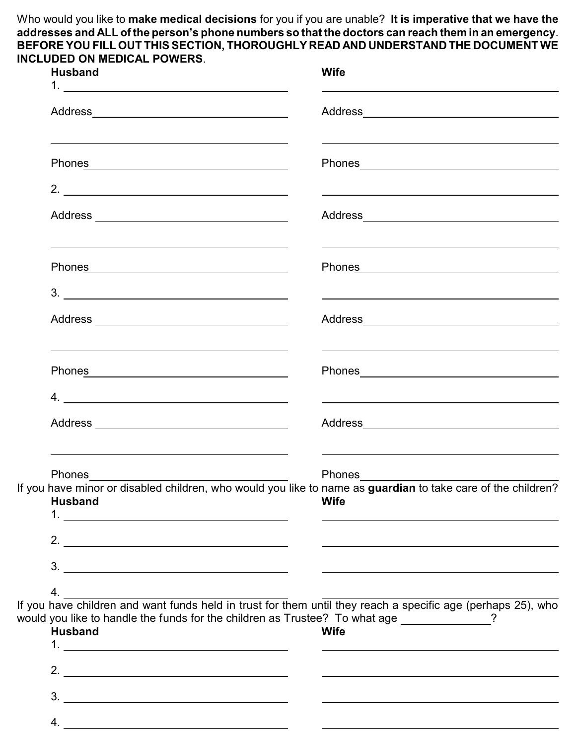Who would you like to **make medical decisions** for you if you are unable? **It is imperative that we have the addresses and ALL of the person's phone numbers so that the doctors can reach them in an emergency. BEFORE YOU FILL OUT THIS SECTION, THOROUGHLY READ AND UNDERSTAND THE DOCUMENT WE INCLUDED ON MEDICAL POWERS**.

| **Husband** | **Wife** |
|---|---|
| 1. ______________________ | ______________________ |
| Address ______________________ | Address ______________________ |
| ______________________ | ______________________ |
| Phones ______________________ | Phones ______________________ |
| 2. ______________________ | ______________________ |
| Address ______________________ | Address ______________________ |
| ______________________ | ______________________ |
| Phones ______________________ | Phones ______________________ |
| 3. ______________________ | ______________________ |
| Address ______________________ | Address ______________________ |
| ______________________ | ______________________ |
| Phones ______________________ | Phones ______________________ |
| 4. ______________________ | ______________________ |
| Address ______________________ | Address ______________________ |
| ______________________ | ______________________ |
| Phones ______________________ | Phones ______________________ |

If you have minor or disabled children, who would you like to name as **guardian** to take care of the children?

| **Husband** | **Wife** |
|---|---|
| 1. ______________________ | ______________________ |
| 2. ______________________ | ______________________ |
| 3. ______________________ | ______________________ |
| 4. ______________________ | ______________________ |

If you have children and want funds held in trust for them until they reach a specific age (perhaps 25), who would you like to handle the funds for the children as Trustee? To what age ____________?

| **Husband** | **Wife** |
|---|---|
| 1. ______________________ | ______________________ |
| 2. ______________________ | ______________________ |
| 3. ______________________ | ______________________ |
| 4. ______________________ | ______________________ |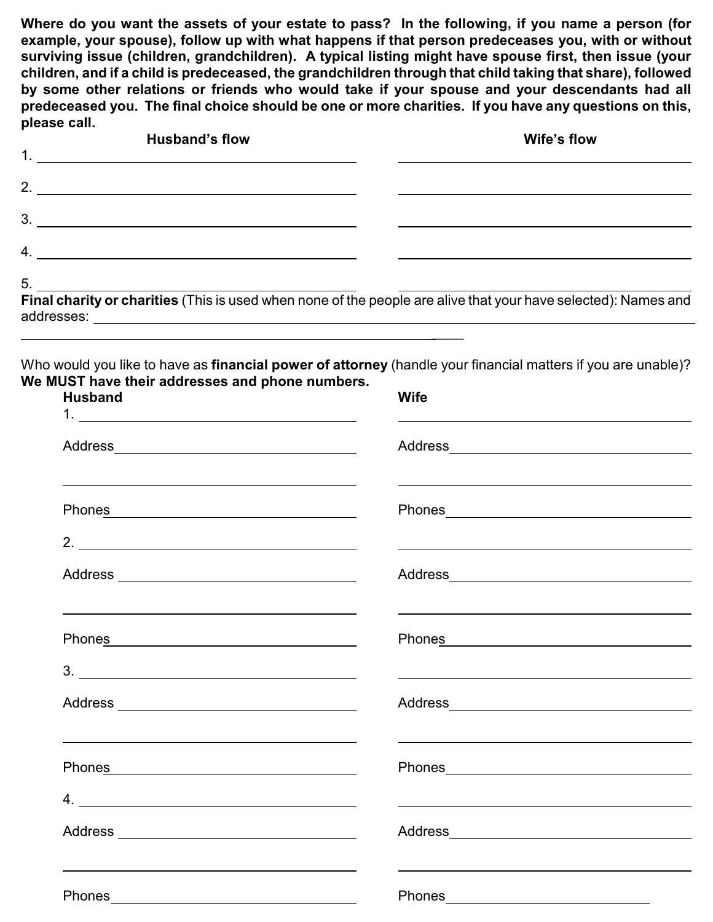**Where do you want the assets of your estate to pass? In the following, if you name a person (for example, your spouse), follow up with what happens if that person predeceases you, with or without surviving issue (children, grandchildren). A typical listing might have spouse first, then issue (your children, and if a child is predeceased, the grandchildren through that child taking that share), followed by some other relations or friends who would take if your spouse and your descendants had all predeceased you. The final choice should be one or more charities. If you have any questions on this, please call.**

| | Husband's flow | Wife's flow |
|---|---|---|
| 1. | ______________________ | ______________________ |
| 2. | ______________________ | ______________________ |
| 3. | ______________________ | ______________________ |
| 4. | ______________________ | ______________________ |
| 5. | ______________________ | ______________________ |

**Final charity or charities** (This is used when none of the people are alive that your have selected): Names and addresses: ______________________________________________

______________________________________________

Who would you like to have as **financial power of attorney** (handle your financial matters if you are unable)? **We MUST have their addresses and phone numbers.**

| **Husband** | **Wife** |
|---|---|
| 1. ______________________ | ______________________ |
| Address ______________________ | Address ______________________ |
| ______________________ | ______________________ |
| Phones ______________________ | Phones ______________________ |
| 2. ______________________ | ______________________ |
| Address ______________________ | Address ______________________ |
| ______________________ | ______________________ |
| Phones ______________________ | Phones ______________________ |
| 3. ______________________ | ______________________ |
| Address ______________________ | Address ______________________ |
| ______________________ | ______________________ |
| Phones ______________________ | Phones ______________________ |
| 4. ______________________ | ______________________ |
| Address ______________________ | Address ______________________ |
| ______________________ | ______________________ |
| Phones ______________________ | Phones ______________________ |